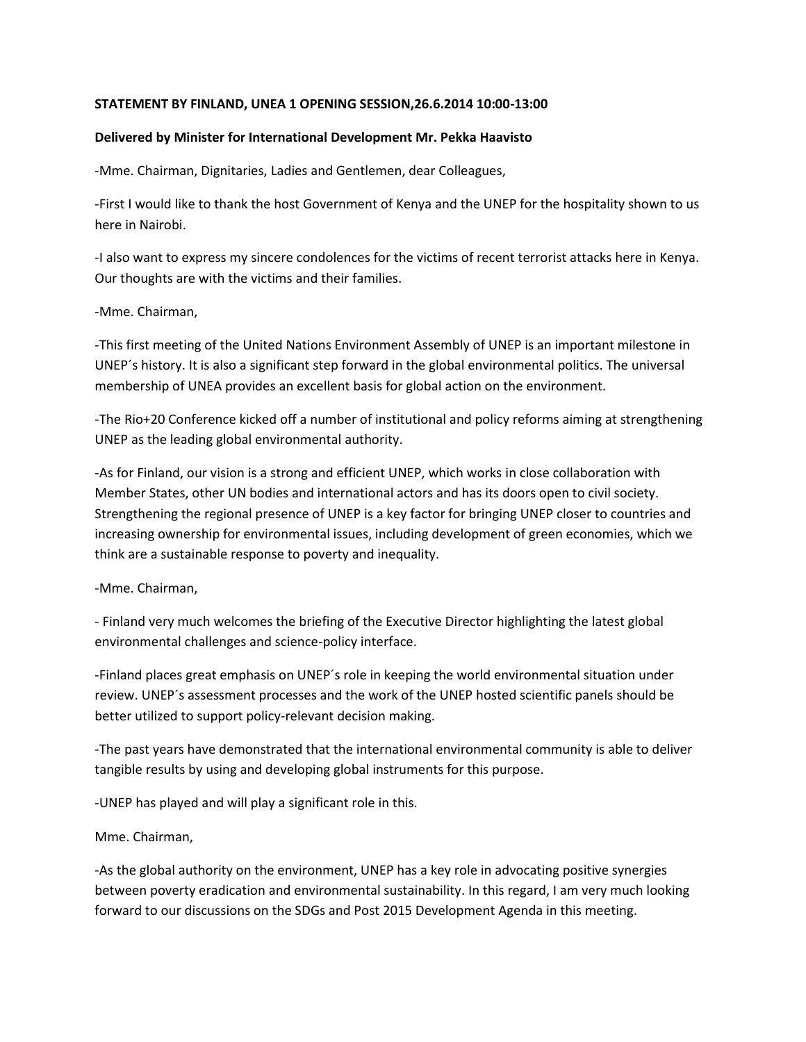**STATEMENT BY FINLAND, UNEA 1 OPENING SESSION,26.6.2014 10:00-13:00**

**Delivered by Minister for International Development Mr. Pekka Haavisto**

-Mme. Chairman, Dignitaries, Ladies and Gentlemen, dear Colleagues,

-First I would like to thank the host Government of Kenya and the UNEP for the hospitality shown to us here in Nairobi.

-I also want to express my sincere condolences for the victims of recent terrorist attacks here in Kenya. Our thoughts are with the victims and their families.

-Mme. Chairman,

-This first meeting of the United Nations Environment Assembly of UNEP is an important milestone in UNEP´s history. It is also a significant step forward in the global environmental politics. The universal membership of UNEA provides an excellent basis for global action on the environment.

-The Rio+20 Conference kicked off a number of institutional and policy reforms aiming at strengthening UNEP as the leading global environmental authority.

-As for Finland, our vision is a strong and efficient UNEP, which works in close collaboration with Member States, other UN bodies and international actors and has its doors open to civil society. Strengthening the regional presence of UNEP is a key factor for bringing UNEP closer to countries and increasing ownership for environmental issues, including development of green economies, which we think are a sustainable response to poverty and inequality.

-Mme. Chairman,

- Finland very much welcomes the briefing of the Executive Director highlighting the latest global environmental challenges and science-policy interface.

-Finland places great emphasis on UNEP´s role in keeping the world environmental situation under review. UNEP´s assessment processes and the work of the UNEP hosted scientific panels should be better utilized to support policy-relevant decision making.

-The past years have demonstrated that the international environmental community is able to deliver tangible results by using and developing global instruments for this purpose.

-UNEP has played and will play a significant role in this.

Mme. Chairman,

-As the global authority on the environment, UNEP has a key role in advocating positive synergies between poverty eradication and environmental sustainability. In this regard, I am very much looking forward to our discussions on the SDGs and Post 2015 Development Agenda in this meeting.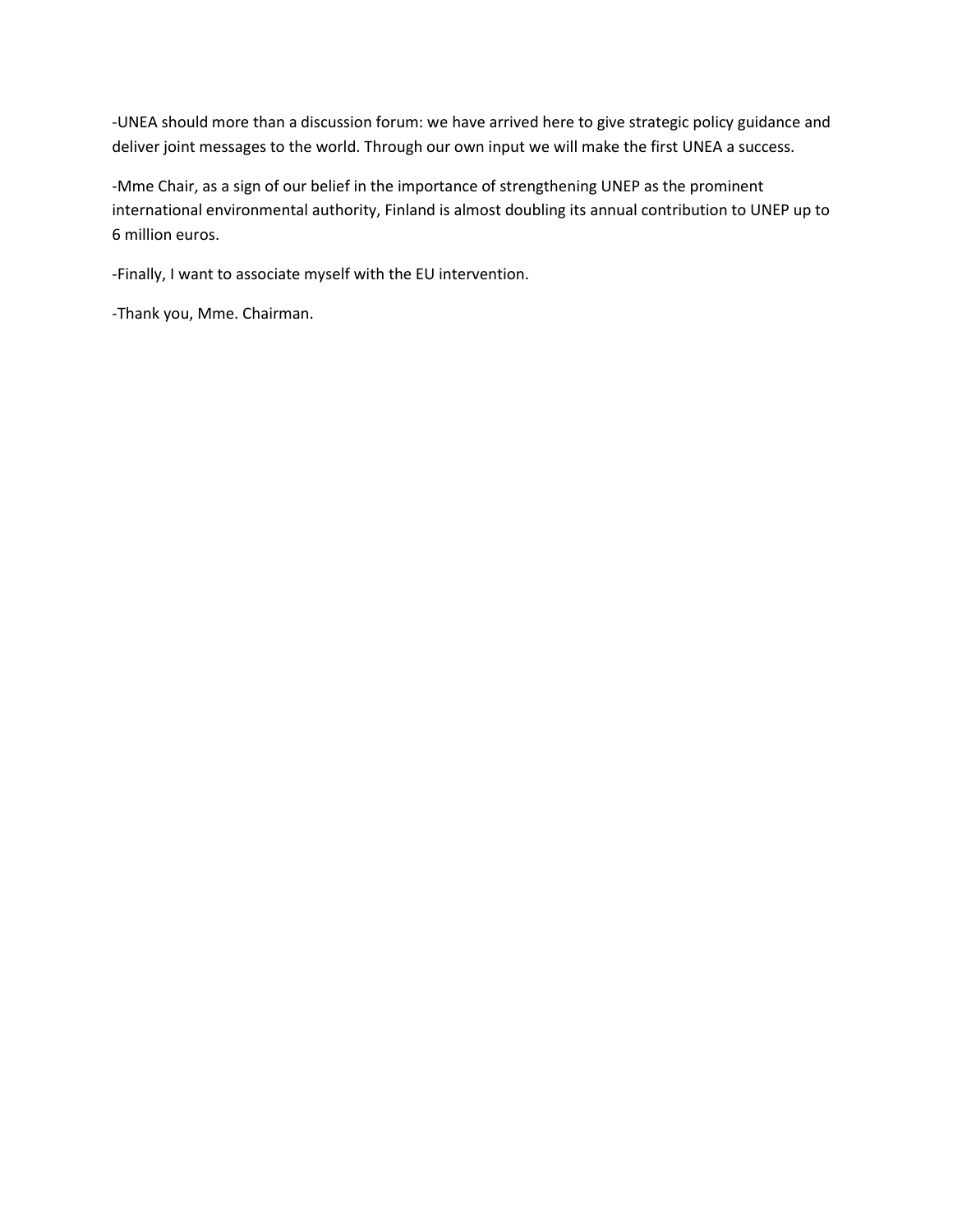-UNEA should more than a discussion forum: we have arrived here to give strategic policy guidance and deliver joint messages to the world. Through our own input we will make the first UNEA a success.

-Mme Chair, as a sign of our belief in the importance of strengthening UNEP as the prominent international environmental authority, Finland is almost doubling its annual contribution to UNEP up to 6 million euros.

-Finally, I want to associate myself with the EU intervention.

-Thank you, Mme. Chairman.